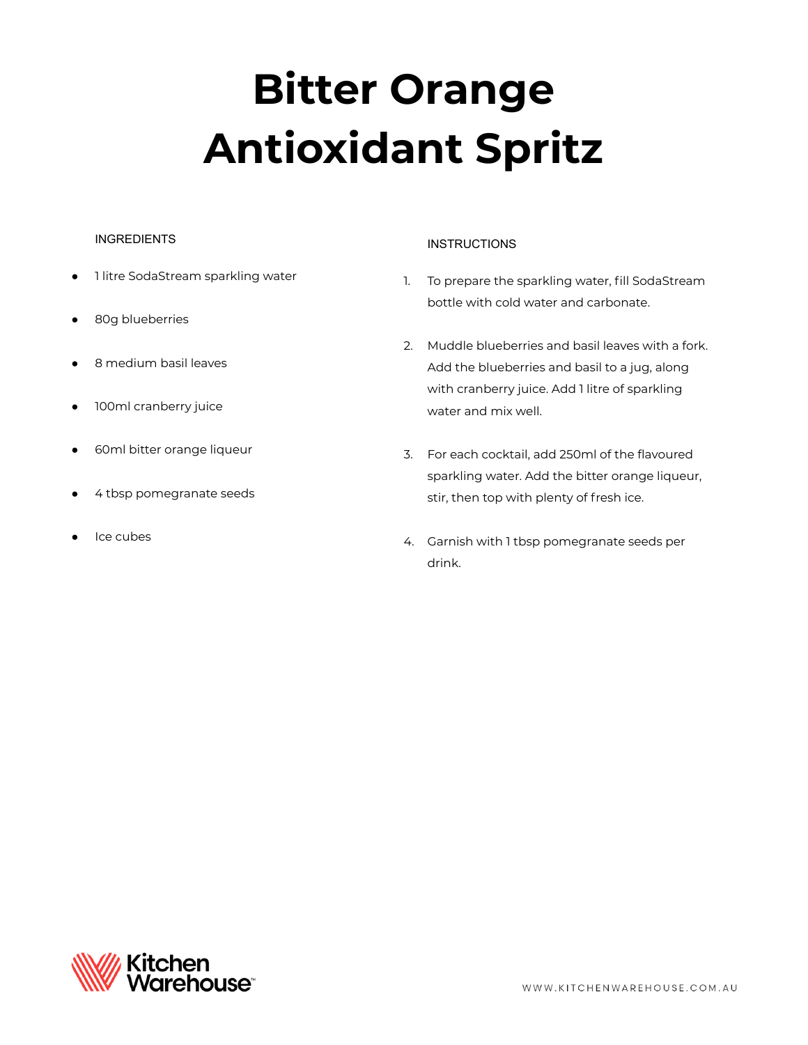# Bitter Orange Antioxidant Spritz

## INGREDIENTS

- 1 litre SodaStream sparkling water
- 80g blueberries
- 8 medium basil leaves
- 100ml cranberry juice
- 60ml bitter orange liqueur
- 4 tbsp pomegranate seeds
- Ice cubes

## INSTRUCTIONS

1. To prepare the sparkling water, fill SodaStream bottle with cold water and carbonate.
2. Muddle blueberries and basil leaves with a fork. Add the blueberries and basil to a jug, along with cranberry juice. Add 1 litre of sparkling water and mix well.
3. For each cocktail, add 250ml of the flavoured sparkling water. Add the bitter orange liqueur, stir, then top with plenty of fresh ice.
4. Garnish with 1 tbsp pomegranate seeds per drink.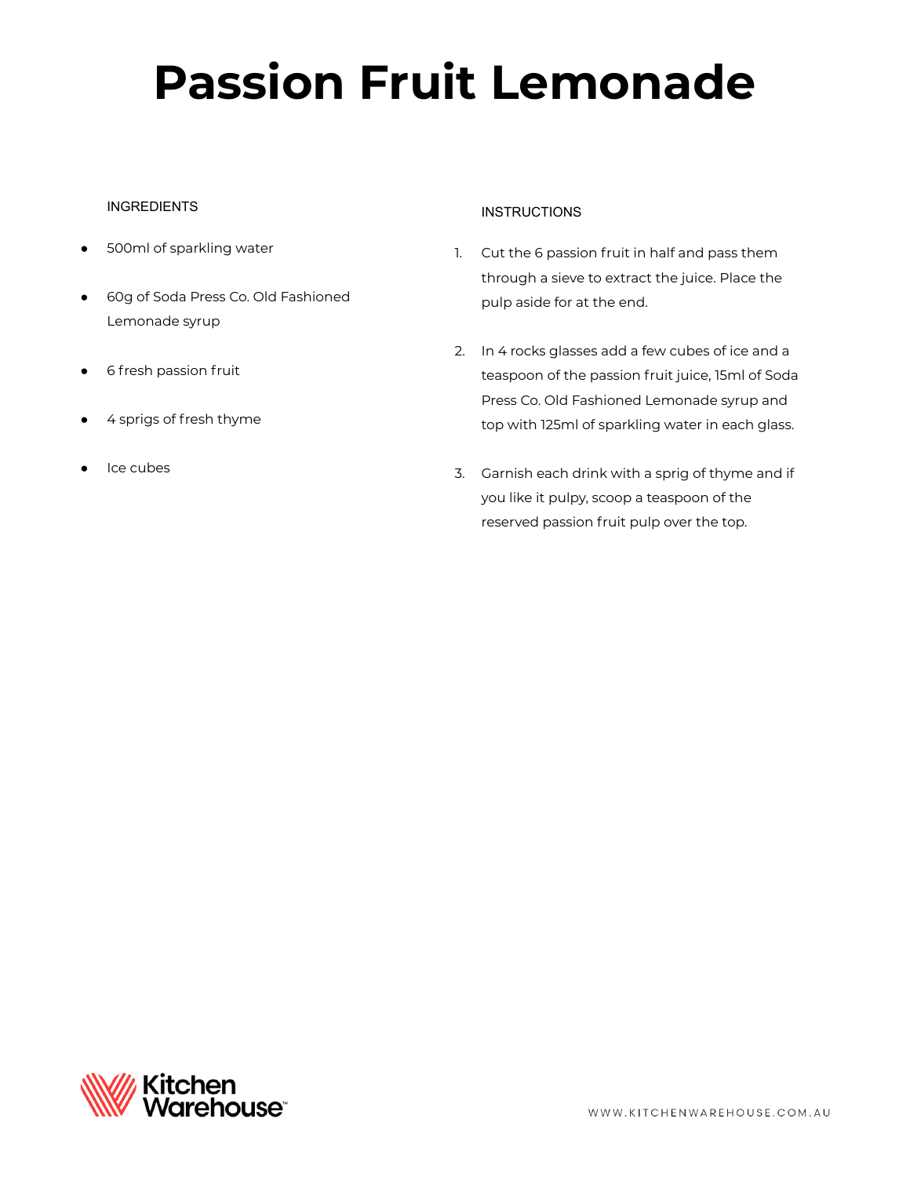# Passion Fruit Lemonade

INGREDIENTS

- 500ml of sparkling water
- 60g of Soda Press Co. Old Fashioned Lemonade syrup
- 6 fresh passion fruit
- 4 sprigs of fresh thyme
- Ice cubes

INSTRUCTIONS

1. Cut the 6 passion fruit in half and pass them through a sieve to extract the juice. Place the pulp aside for at the end.
2. In 4 rocks glasses add a few cubes of ice and a teaspoon of the passion fruit juice, 15ml of Soda Press Co. Old Fashioned Lemonade syrup and top with 125ml of sparkling water in each glass.
3. Garnish each drink with a sprig of thyme and if you like it pulpy, scoop a teaspoon of the reserved passion fruit pulp over the top.